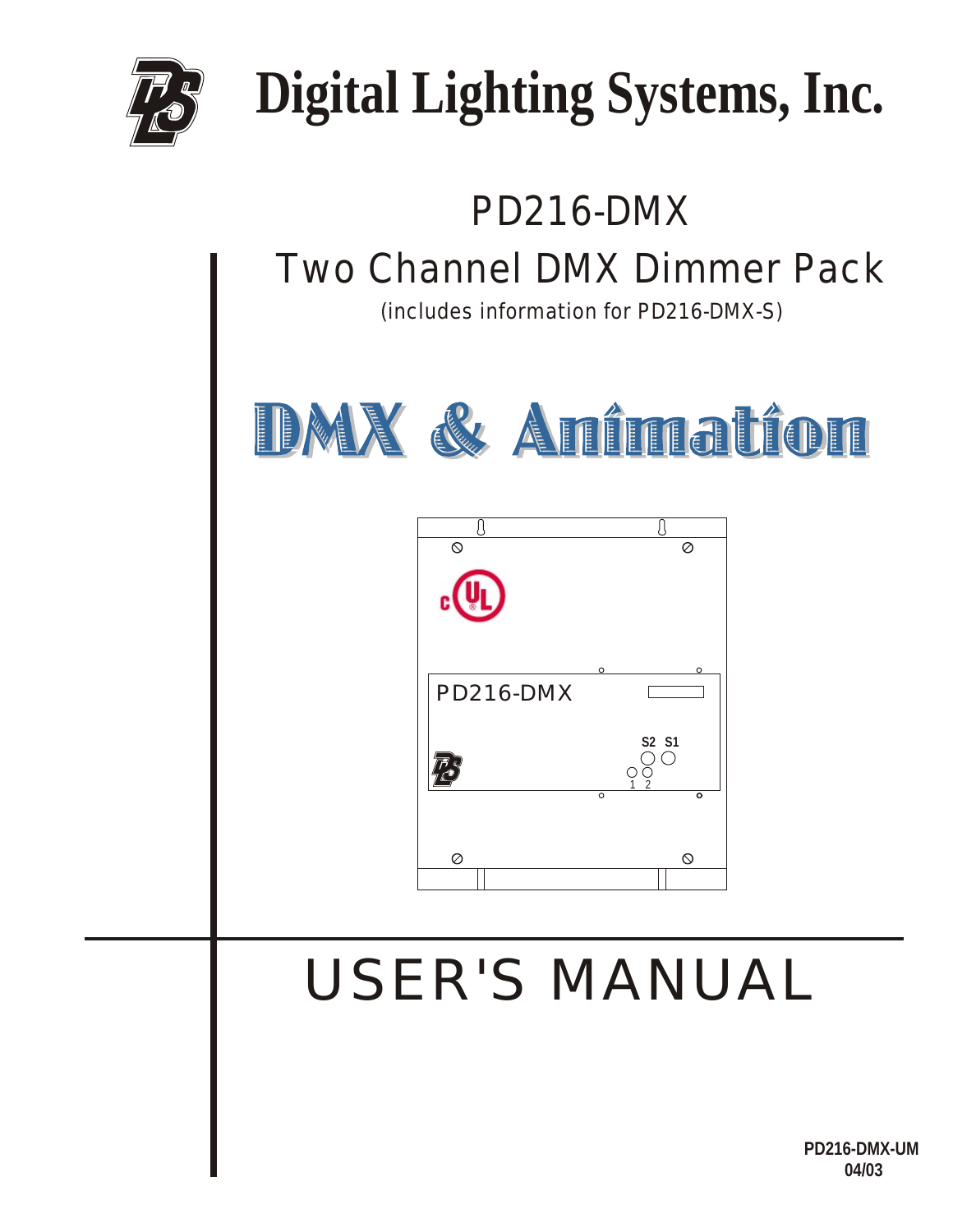# Digital Lighting Systems, Inc.

## PD216-DMX

## Two Channel DMX Dimmer Pack

*(includes information for PD216-DMX-S)*

# DMX & Animation

# USER'S MANUAL

**PD216-DMX-UM**
**04/03**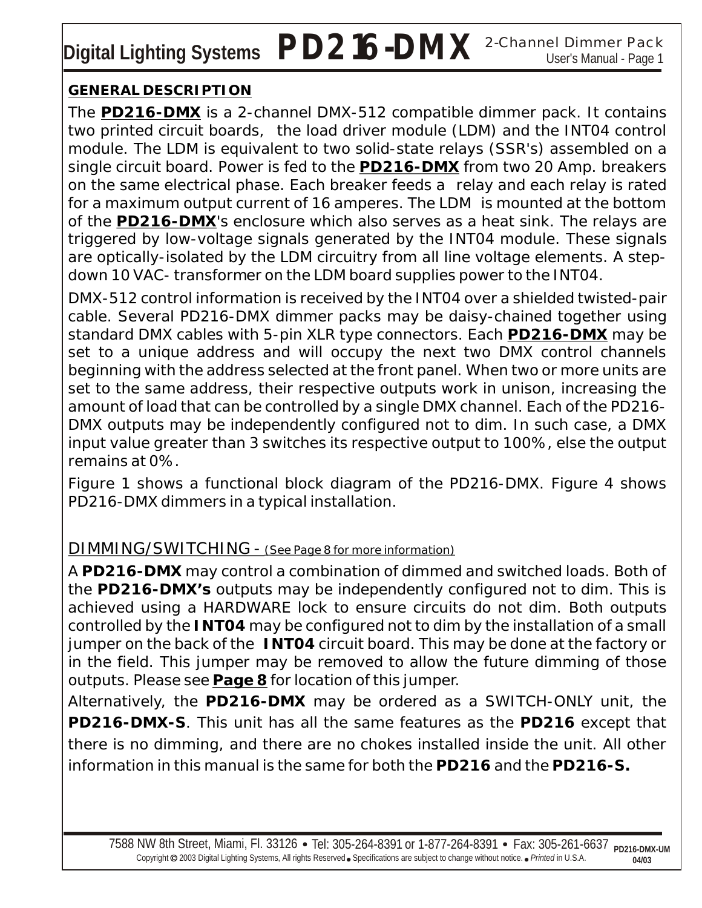## GENERAL DESCRIPTION

The **PD216-DMX** is a 2-channel DMX-512 compatible dimmer pack. It contains two printed circuit boards, the load driver module (LDM) and the INT04 control module. The LDM is equivalent to two solid-state relays (SSR's) assembled on a single circuit board. Power is fed to the **PD216-DMX** from two 20 Amp. breakers on the same electrical phase. Each breaker feeds a relay and each relay is rated for a maximum output current of 16 amperes. The LDM is mounted at the bottom of the **PD216-DMX**'s enclosure which also serves as a heat sink. The relays are triggered by low-voltage signals generated by the INT04 module. These signals are optically-isolated by the LDM circuitry from all line voltage elements. A step-down 10 VAC- transformer on the LDM board supplies power to the INT04.

DMX-512 control information is received by the INT04 over a shielded twisted-pair cable. Several PD216-DMX dimmer packs may be daisy-chained together using standard DMX cables with 5-pin XLR type connectors. Each **PD216-DMX** may be set to a unique address and will occupy the next two DMX control channels beginning with the address selected at the front panel. When two or more units are set to the same address, their respective outputs work in unison, increasing the amount of load that can be controlled by a single DMX channel. Each of the PD216-DMX outputs may be independently configured not to dim. In such case, a DMX input value greater than 3 switches its respective output to 100%, else the output remains at 0%.

Figure 1 shows a functional block diagram of the PD216-DMX. Figure 4 shows PD216-DMX dimmers in a typical installation.

## DIMMING/SWITCHING - (See Page 8 for more information)

A **PD216-DMX** may control a combination of dimmed and switched loads. Both of the **PD216-DMX's** outputs may be independently configured not to dim. This is achieved using a HARDWARE lock to ensure circuits do not dim. Both outputs controlled by the **INT04** may be configured not to dim by the installation of a small jumper on the back of the **INT04** circuit board. This may be done at the factory or in the field. This jumper may be removed to allow the future dimming of those outputs. Please see **Page 8** for location of this jumper.

Alternatively, the **PD216-DMX** may be ordered as a SWITCH-ONLY unit, the **PD216-DMX-S**. This unit has all the same features as the **PD216** except that there is no dimming, and there are no chokes installed inside the unit. All other information in this manual is the same for both the **PD216** and the **PD216-S.**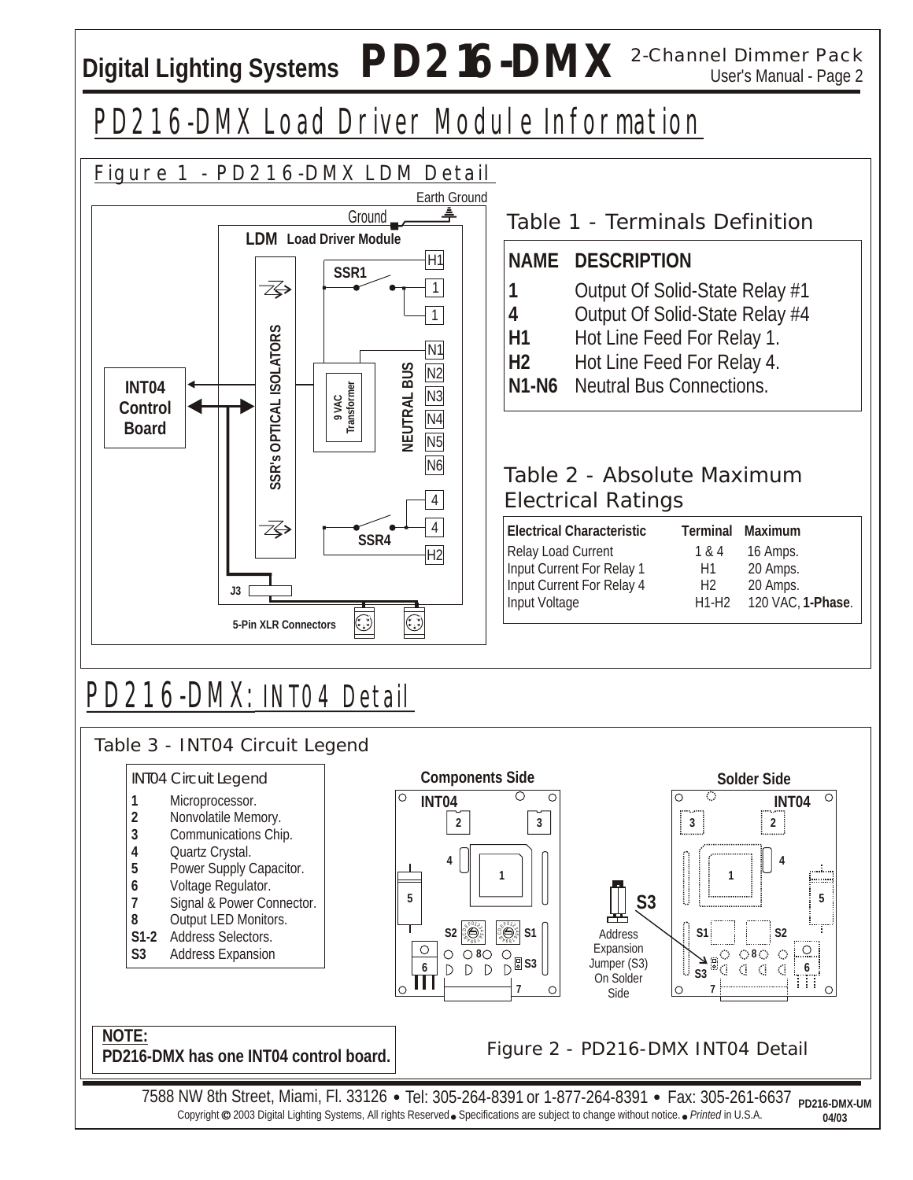# PD216-DMX Load Driver Module Information

## Figure 1 - PD216-DMX LDM Detail

Earth Ground

Ground

**LDM Load Driver Module**

**SSR1**

H1

1

1

N1

N2

N3

N4

N5

N6

4

4

H2

**SSR4**

**SSR's OPTICAL ISOLATORS**

**9 VAC Transformer**

**NEUTRAL BUS**

**INT04 Control Board**

**J3**

**5-Pin XLR Connectors**

## Table 1 - Terminals Definition

| NAME | DESCRIPTION |
|---|---|
| **1** | Output Of Solid-State Relay #1 |
| **4** | Output Of Solid-State Relay #4 |
| **H1** | Hot Line Feed For Relay 1. |
| **H2** | Hot Line Feed For Relay 4. |
| **N1-N6** | Neutral Bus Connections. |

## Table 2 - Absolute Maximum Electrical Ratings

| Electrical Characteristic | Terminal | Maximum |
|---|---|---|
| Relay Load Current | 1 & 4 | 16 Amps. |
| Input Current For Relay 1 | H1 | 20 Amps. |
| Input Current For Relay 4 | H2 | 20 Amps. |
| Input Voltage | H1-H2 | 120 VAC, **1-Phase**. |

# PD216-DMX: INT04 Detail

## Table 3 - INT04 Circuit Legend

INT04 Circuit Legend

| | |
|---|---|
| **1** | Microprocessor. |
| **2** | Nonvolatile Memory. |
| **3** | Communications Chip. |
| **4** | Quartz Crystal. |
| **5** | Power Supply Capacitor. |
| **6** | Voltage Regulator. |
| **7** | Signal & Power Connector. |
| **8** | Output LED Monitors. |
| **S1-2** | Address Selectors. |
| **S3** | Address Expansion |

**Components Side**

**INT04**

**Solder Side**

**S3**

Address Expansion Jumper (S3) On Solder Side

**NOTE:**
**PD216-DMX has one INT04 control board.**

Figure 2 - PD216-DMX INT04 Detail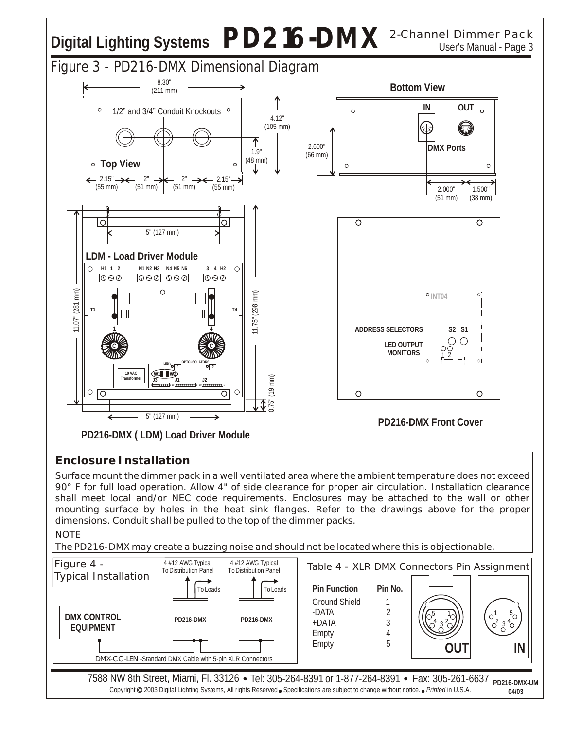# Digital Lighting Systems PD216-DMX 2-Channel Dimmer Pack

## Figure 3 - PD216-DMX Dimensional Diagram

Top View: 8.30" (211 mm); 1/2" and 3/4" Conduit Knockouts; 4.12" (105 mm); 1.9" (48 mm); 2.15" (55 mm), 2" (51 mm), 2" (51 mm), 2.15" (55 mm)

Bottom View: IN, OUT, DMX Ports; 2.600" (66 mm); 2.000" (51 mm); 1.500" (38 mm)

LDM - Load Driver Module: 5" (127 mm); 11.07" (281 mm); 11.75" (298 mm); 0.75" (19 mm); H1 1 2, N1 N2 N3, N4 N5 N6, 3 4 H2; T1, T4; 10 VAC Transformer; LED's; OPTO-ISOLATORS; W1, W2; J3, J1, J2

PD216-DMX ( LDM) Load Driver Module

INT04; ADDRESS SELECTORS S2 S1; LED OUTPUT MONITORS 1 2

PD216-DMX Front Cover

## Enclosure Installation

Surface mount the dimmer pack in a well ventilated area where the ambient temperature does not exceed 90° F for full load operation. Allow 4" of side clearance for proper air circulation. Installation clearance shall meet local and/or NEC code requirements. Enclosures may be attached to the wall or other mounting surface by holes in the heat sink flanges. Refer to the drawings above for the proper dimensions. Conduit shall be pulled to the top of the dimmer packs.

NOTE

The PD216-DMX may create a buzzing noise and should not be located where this is objectionable.

## Figure 4 - Typical Installation

DMX CONTROL EQUIPMENT → PD216-DMX → PD216-DMX

4 #12 AWG Typical To Distribution Panel; To Loads

DMX-CC-LEN -Standard DMX Cable with 5-pin XLR Connectors

## Table 4 - XLR DMX Connectors Pin Assignment

| Pin Function | Pin No. |
|---|---|
| Ground Shield | 1 |
| -DATA | 2 |
| +DATA | 3 |
| Empty | 4 |
| Empty | 5 |

OUT / IN

7588 NW 8th Street, Miami, Fl. 33126 • Tel: 305-264-8391 or 1-877-264-8391 • Fax: 305-261-6637

Copyright © 2003 Digital Lighting Systems, All rights Reserved • Specifications are subject to change without notice. • *Printed* in U.S.A.

PD216-DMX-UM 04/03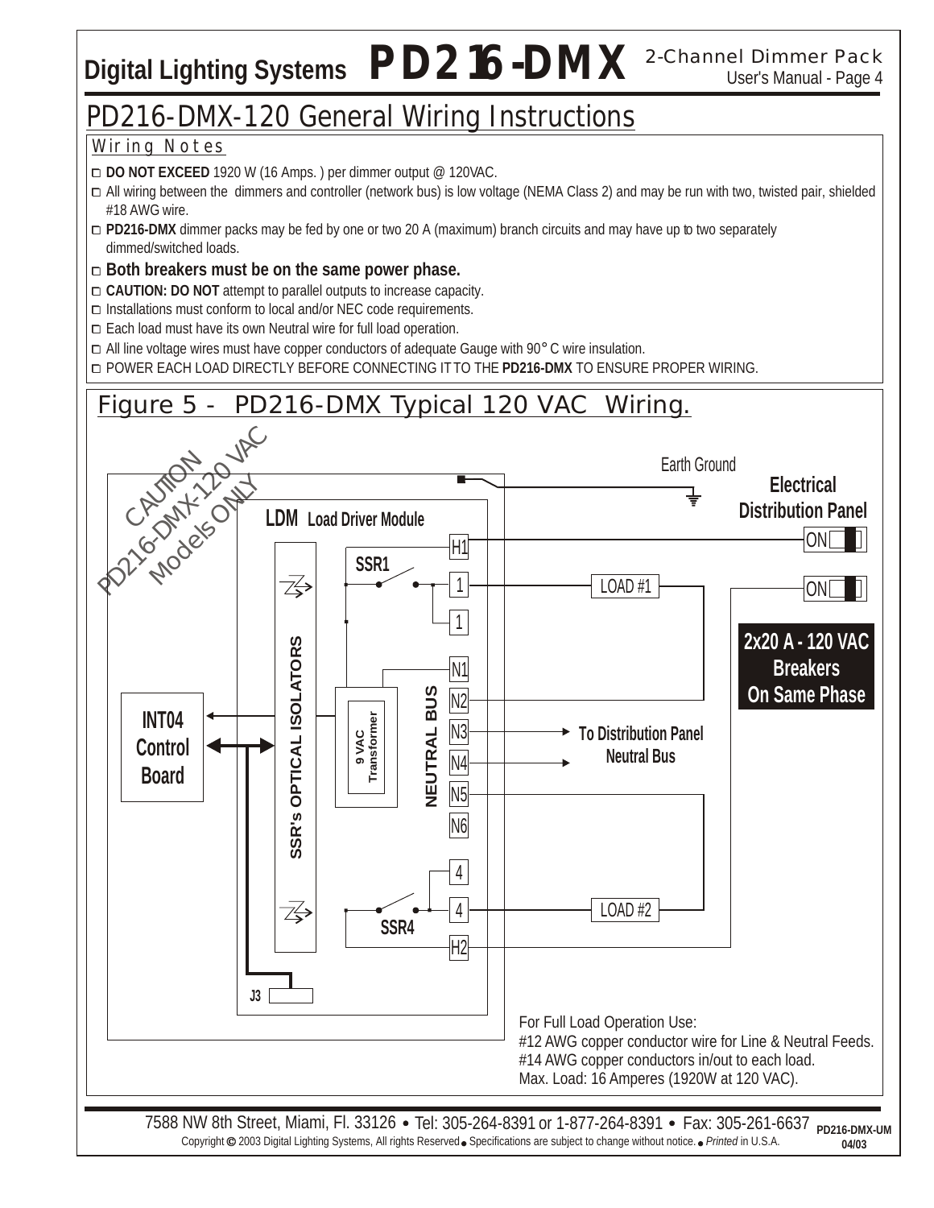# PD216-DMX-120 General Wiring Instructions

## Wiring Notes

- **DO NOT EXCEED** 1920 W (16 Amps. ) per dimmer output @ 120VAC.
- All wiring between the dimmers and controller (network bus) is low voltage (NEMA Class 2) and may be run with two, twisted pair, shielded #18 AWG wire.
- **PD216-DMX** dimmer packs may be fed by one or two 20 A (maximum) branch circuits and may have up to two separately dimmed/switched loads.
- **Both breakers must be on the same power phase.**
- **CAUTION: DO NOT** attempt to parallel outputs to increase capacity.
- Installations must conform to local and/or NEC code requirements.
- Each load must have its own Neutral wire for full load operation.
- All line voltage wires must have copper conductors of adequate Gauge with 90° C wire insulation.
- POWER EACH LOAD DIRECTLY BEFORE CONNECTING IT TO THE **PD216-DMX** TO ENSURE PROPER WIRING.

## Figure 5 - PD216-DMX Typical 120 VAC Wiring.

CAUTION PD216-DMX-120 VAC Models ONLY

Earth Ground

**Electrical Distribution Panel**

**LDM Load Driver Module**

H1, SSR1, 1, 1, N1, N2, N3, N4, N5, N6, 4, 4, SSR4, H2

LOAD #1

LOAD #2

ON

ON

**2x20 A - 120 VAC Breakers On Same Phase**

**INT04 Control Board**

**SSR's OPTICAL ISOLATORS**

**9 VAC Transformer**

**NEUTRAL BUS**

**To Distribution Panel Neutral Bus**

J3

For Full Load Operation Use:
#12 AWG copper conductor wire for Line & Neutral Feeds.
#14 AWG copper conductors in/out to each load.
Max. Load: 16 Amperes (1920W at 120 VAC).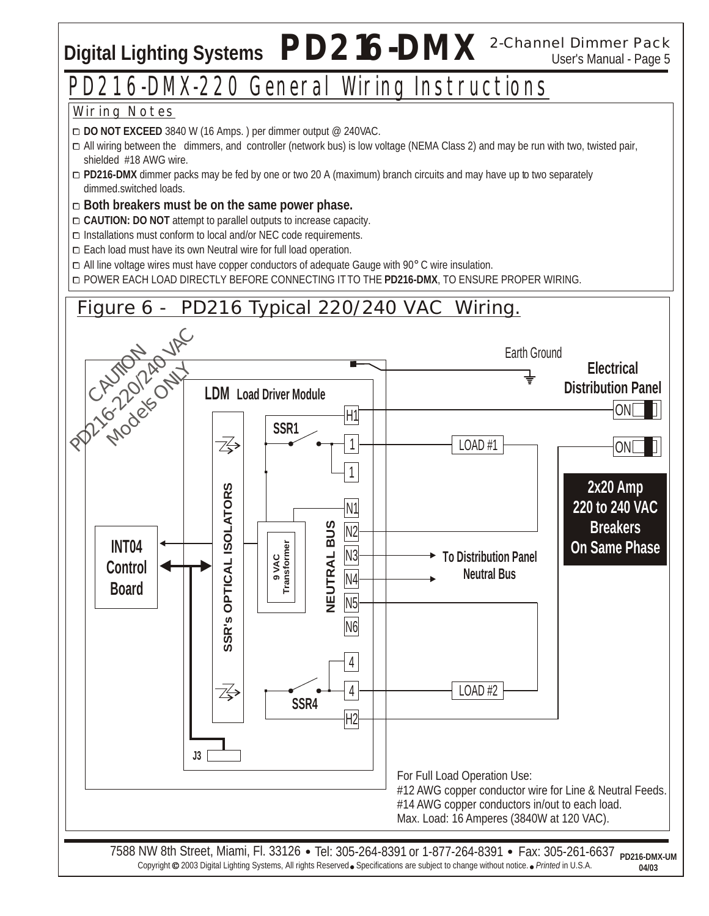# PD216-DMX-220 General Wiring Instructions

## Wiring Notes

- **DO NOT EXCEED** 3840 W (16 Amps. ) per dimmer output @ 240VAC.
- All wiring between the dimmers, and controller (network bus) is low voltage (NEMA Class 2) and may be run with two, twisted pair, shielded #18 AWG wire.
- **PD216-DMX** dimmer packs may be fed by one or two 20 A (maximum) branch circuits and may have up to two separately dimmed.switched loads.
- **Both breakers must be on the same power phase.**
- **CAUTION: DO NOT** attempt to parallel outputs to increase capacity.
- Installations must conform to local and/or NEC code requirements.
- Each load must have its own Neutral wire for full load operation.
- All line voltage wires must have copper conductors of adequate Gauge with 90° C wire insulation.
- POWER EACH LOAD DIRECTLY BEFORE CONNECTING IT TO THE **PD216-DMX**, TO ENSURE PROPER WIRING.

## Figure 6 - PD216 Typical 220/240 VAC Wiring.

CAUTION PD216-220/240 VAC Models ONLY

**LDM** Load Driver Module

**SSR1**

**SSR4**

SSR's OPTICAL ISOLATORS

9 VAC Transformer

NEUTRAL BUS

H1, 1, 1, N1, N2, N3, N4, N5, N6, 4, 4, H2

**INT04 Control Board**

**J3**

LOAD #1

LOAD #2

**To Distribution Panel Neutral Bus**

Earth Ground

**Electrical Distribution Panel**

ON

ON

**2x20 Amp 220 to 240 VAC Breakers On Same Phase**

For Full Load Operation Use:
#12 AWG copper conductor wire for Line & Neutral Feeds.
#14 AWG copper conductors in/out to each load.
Max. Load: 16 Amperes (3840W at 120 VAC).

7588 NW 8th Street, Miami, Fl. 33126 • Tel: 305-264-8391 or 1-877-264-8391 • Fax: 305-261-6637

Copyright © 2003 Digital Lighting Systems, All rights Reserved • Specifications are subject to change without notice. • *Printed* in U.S.A.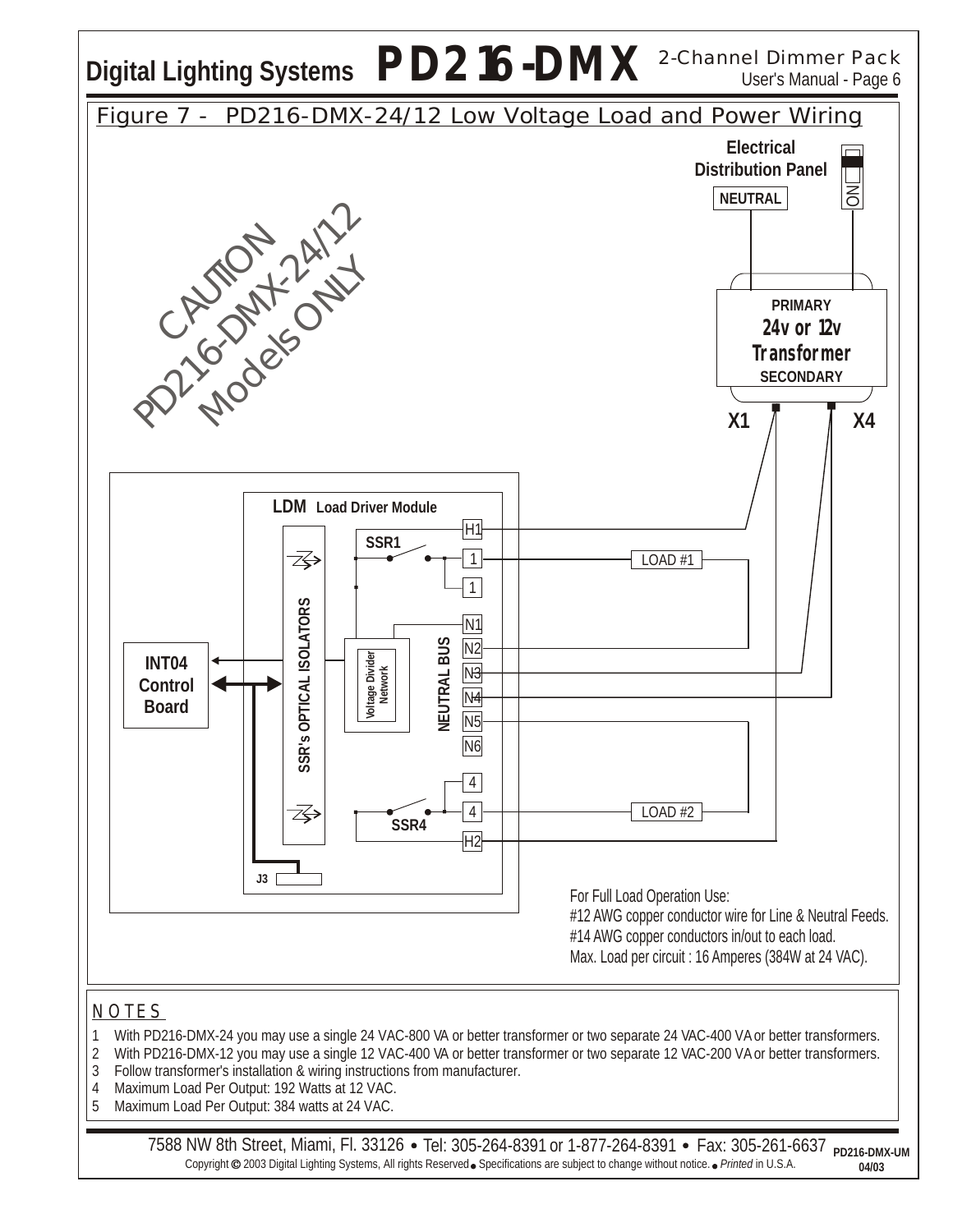## Figure 7 - PD216-DMX-24/12 Low Voltage Load and Power Wiring

CAUTION PD216-DMX-24/12 Models ONLY

Electrical Distribution Panel

NEUTRAL

ON

PRIMARY

24v or 12v Transformer

SECONDARY

X1

X4

LDM Load Driver Module

SSR1

SSR4

H1

1

1

N1

N2

N3

N4

N5

N6

4

4

H2

LOAD #1

LOAD #2

INT04 Control Board

SSR's OPTICAL ISOLATORS

Voltage Divider Network

NEUTRAL BUS

J3

For Full Load Operation Use:
#12 AWG copper conductor wire for Line & Neutral Feeds.
#14 AWG copper conductors in/out to each load.
Max. Load per circuit : 16 Amperes (384W at 24 VAC).

### NOTES

1. With PD216-DMX-24 you may use a single 24 VAC-800 VA or better transformer or two separate 24 VAC-400 VA or better transformers.
2. With PD216-DMX-12 you may use a single 12 VAC-400 VA or better transformer or two separate 12 VAC-200 VA or better transformers.
3. Follow transformer's installation & wiring instructions from manufacturer.
4. Maximum Load Per Output: 192 Watts at 12 VAC.
5. Maximum Load Per Output: 384 watts at 24 VAC.

7588 NW 8th Street, Miami, Fl. 33126 • Tel: 305-264-8391 or 1-877-264-8391 • Fax: 305-261-6637

Copyright © 2003 Digital Lighting Systems, All rights Reserved • Specifications are subject to change without notice. • *Printed* in U.S.A.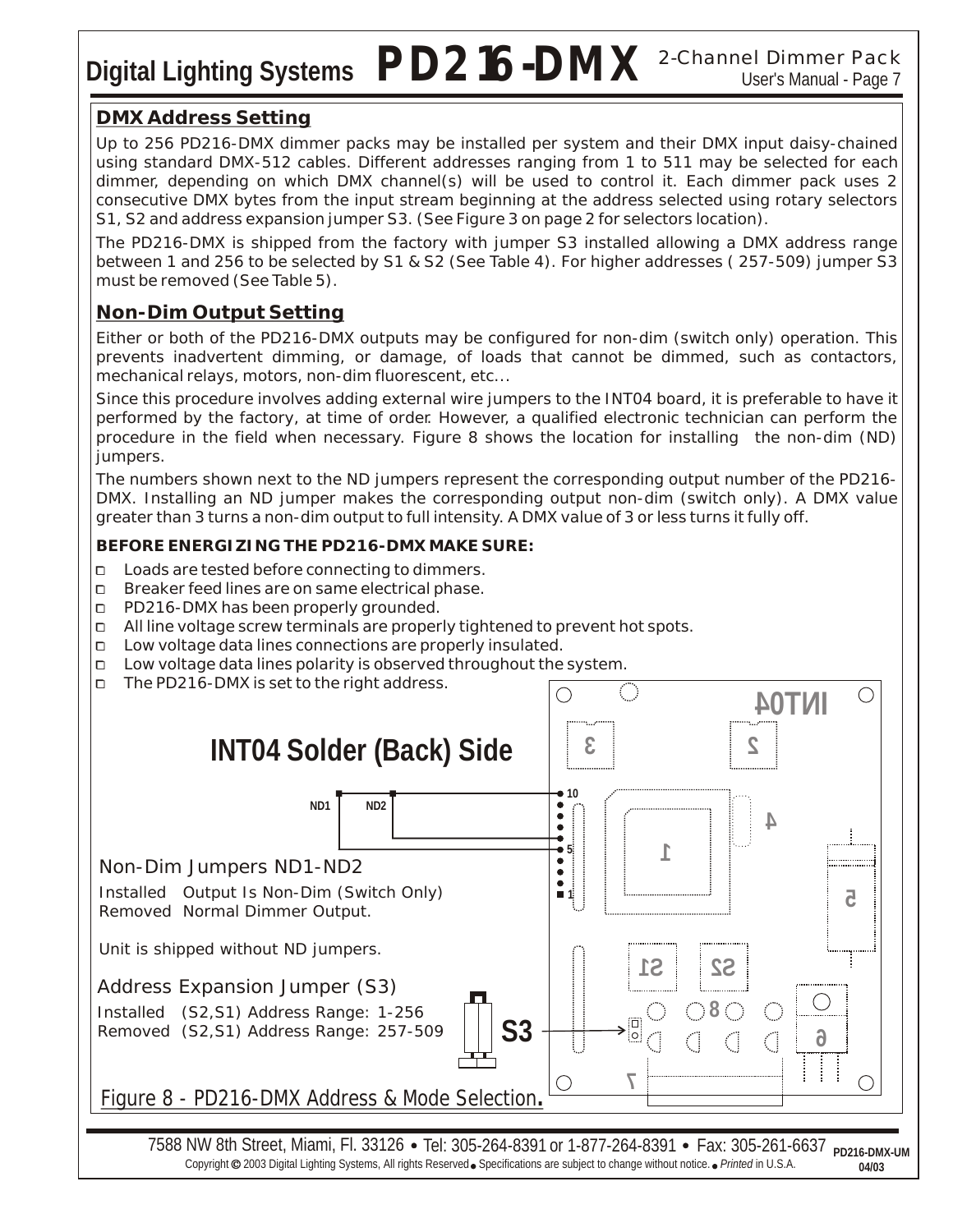## DMX Address Setting

Up to 256 PD216-DMX dimmer packs may be installed per system and their DMX input daisy-chained using standard DMX-512 cables. Different addresses ranging from 1 to 511 may be selected for each dimmer, depending on which DMX channel(s) will be used to control it. Each dimmer pack uses 2 consecutive DMX bytes from the input stream beginning at the address selected using rotary selectors S1, S2 and address expansion jumper S3. (See Figure 3 on page 2 for selectors location).

The PD216-DMX is shipped from the factory with jumper S3 installed allowing a DMX address range between 1 and 256 to be selected by S1 & S2 (See Table 4). For higher addresses ( 257-509) jumper S3 must be removed (See Table 5).

## Non-Dim Output Setting

Either or both of the PD216-DMX outputs may be configured for non-dim (switch only) operation. This prevents inadvertent dimming, or damage, of loads that cannot be dimmed, such as contactors, mechanical relays, motors, non-dim fluorescent, etc...

Since this procedure involves adding external wire jumpers to the INT04 board, it is preferable to have it performed by the factory, at time of order. However, a qualified electronic technician can perform the procedure in the field when necessary. Figure 8 shows the location for installing the non-dim (ND) jumpers.

The numbers shown next to the ND jumpers represent the corresponding output number of the PD216-DMX. Installing an ND jumper makes the corresponding output non-dim (switch only). A DMX value greater than 3 turns a non-dim output to full intensity. A DMX value of 3 or less turns it fully off.

**BEFORE ENERGIZING THE PD216-DMX MAKE SURE:**

- ☐ Loads are tested before connecting to dimmers.
- ☐ Breaker feed lines are on same electrical phase.
- ☐ PD216-DMX has been properly grounded.
- ☐ All line voltage screw terminals are properly tightened to prevent hot spots.
- ☐ Low voltage data lines connections are properly insulated.
- ☐ Low voltage data lines polarity is observed throughout the system.
- ☐ The PD216-DMX is set to the right address.

**INT04 Solder (Back) Side**

ND1 ND2

Non-Dim Jumpers ND1-ND2

Installed Output Is Non-Dim (Switch Only)
Removed Normal Dimmer Output.

Unit is shipped without ND jumpers.

Address Expansion Jumper (S3)

Installed (S2,S1) Address Range: 1-256
Removed (S2,S1) Address Range: 257-509

Figure 8 - PD216-DMX Address & Mode Selection.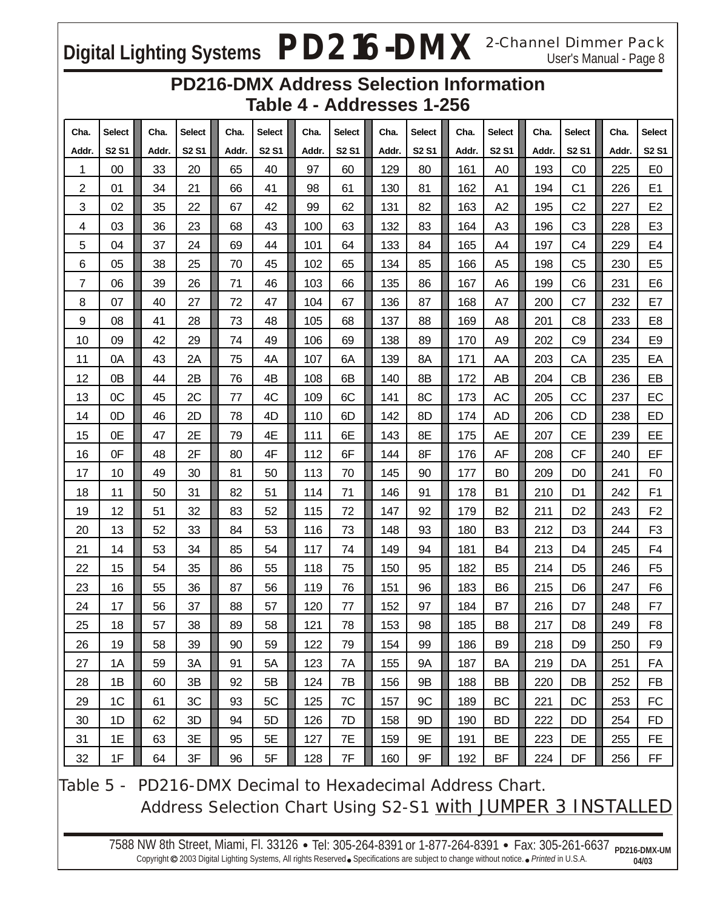## PD216-DMX Address Selection Information

### Table 4 - Addresses 1-256

| Cha. Addr. | Select S2 S1 | Cha. Addr. | Select S2 S1 | Cha. Addr. | Select S2 S1 | Cha. Addr. | Select S2 S1 | Cha. Addr. | Select S2 S1 | Cha. Addr. | Select S2 S1 | Cha. Addr. | Select S2 S1 | Cha. Addr. | Select S2 S1 |
|---|---|---|---|---|---|---|---|---|---|---|---|---|---|---|---|
| 1 | 00 | 33 | 20 | 65 | 40 | 97 | 60 | 129 | 80 | 161 | A0 | 193 | C0 | 225 | E0 |
| 2 | 01 | 34 | 21 | 66 | 41 | 98 | 61 | 130 | 81 | 162 | A1 | 194 | C1 | 226 | E1 |
| 3 | 02 | 35 | 22 | 67 | 42 | 99 | 62 | 131 | 82 | 163 | A2 | 195 | C2 | 227 | E2 |
| 4 | 03 | 36 | 23 | 68 | 43 | 100 | 63 | 132 | 83 | 164 | A3 | 196 | C3 | 228 | E3 |
| 5 | 04 | 37 | 24 | 69 | 44 | 101 | 64 | 133 | 84 | 165 | A4 | 197 | C4 | 229 | E4 |
| 6 | 05 | 38 | 25 | 70 | 45 | 102 | 65 | 134 | 85 | 166 | A5 | 198 | C5 | 230 | E5 |
| 7 | 06 | 39 | 26 | 71 | 46 | 103 | 66 | 135 | 86 | 167 | A6 | 199 | C6 | 231 | E6 |
| 8 | 07 | 40 | 27 | 72 | 47 | 104 | 67 | 136 | 87 | 168 | A7 | 200 | C7 | 232 | E7 |
| 9 | 08 | 41 | 28 | 73 | 48 | 105 | 68 | 137 | 88 | 169 | A8 | 201 | C8 | 233 | E8 |
| 10 | 09 | 42 | 29 | 74 | 49 | 106 | 69 | 138 | 89 | 170 | A9 | 202 | C9 | 234 | E9 |
| 11 | 0A | 43 | 2A | 75 | 4A | 107 | 6A | 139 | 8A | 171 | AA | 203 | CA | 235 | EA |
| 12 | 0B | 44 | 2B | 76 | 4B | 108 | 6B | 140 | 8B | 172 | AB | 204 | CB | 236 | EB |
| 13 | 0C | 45 | 2C | 77 | 4C | 109 | 6C | 141 | 8C | 173 | AC | 205 | CC | 237 | EC |
| 14 | 0D | 46 | 2D | 78 | 4D | 110 | 6D | 142 | 8D | 174 | AD | 206 | CD | 238 | ED |
| 15 | 0E | 47 | 2E | 79 | 4E | 111 | 6E | 143 | 8E | 175 | AE | 207 | CE | 239 | EE |
| 16 | 0F | 48 | 2F | 80 | 4F | 112 | 6F | 144 | 8F | 176 | AF | 208 | CF | 240 | EF |
| 17 | 10 | 49 | 30 | 81 | 50 | 113 | 70 | 145 | 90 | 177 | B0 | 209 | D0 | 241 | F0 |
| 18 | 11 | 50 | 31 | 82 | 51 | 114 | 71 | 146 | 91 | 178 | B1 | 210 | D1 | 242 | F1 |
| 19 | 12 | 51 | 32 | 83 | 52 | 115 | 72 | 147 | 92 | 179 | B2 | 211 | D2 | 243 | F2 |
| 20 | 13 | 52 | 33 | 84 | 53 | 116 | 73 | 148 | 93 | 180 | B3 | 212 | D3 | 244 | F3 |
| 21 | 14 | 53 | 34 | 85 | 54 | 117 | 74 | 149 | 94 | 181 | B4 | 213 | D4 | 245 | F4 |
| 22 | 15 | 54 | 35 | 86 | 55 | 118 | 75 | 150 | 95 | 182 | B5 | 214 | D5 | 246 | F5 |
| 23 | 16 | 55 | 36 | 87 | 56 | 119 | 76 | 151 | 96 | 183 | B6 | 215 | D6 | 247 | F6 |
| 24 | 17 | 56 | 37 | 88 | 57 | 120 | 77 | 152 | 97 | 184 | B7 | 216 | D7 | 248 | F7 |
| 25 | 18 | 57 | 38 | 89 | 58 | 121 | 78 | 153 | 98 | 185 | B8 | 217 | D8 | 249 | F8 |
| 26 | 19 | 58 | 39 | 90 | 59 | 122 | 79 | 154 | 99 | 186 | B9 | 218 | D9 | 250 | F9 |
| 27 | 1A | 59 | 3A | 91 | 5A | 123 | 7A | 155 | 9A | 187 | BA | 219 | DA | 251 | FA |
| 28 | 1B | 60 | 3B | 92 | 5B | 124 | 7B | 156 | 9B | 188 | BB | 220 | DB | 252 | FB |
| 29 | 1C | 61 | 3C | 93 | 5C | 125 | 7C | 157 | 9C | 189 | BC | 221 | DC | 253 | FC |
| 30 | 1D | 62 | 3D | 94 | 5D | 126 | 7D | 158 | 9D | 190 | BD | 222 | DD | 254 | FD |
| 31 | 1E | 63 | 3E | 95 | 5E | 127 | 7E | 159 | 9E | 191 | BE | 223 | DE | 255 | FE |
| 32 | 1F | 64 | 3F | 96 | 5F | 128 | 7F | 160 | 9F | 192 | BF | 224 | DF | 256 | FF |

Table 5 - PD216-DMX Decimal to Hexadecimal Address Chart.
Address Selection Chart Using S2-S1 with JUMPER 3 INSTALLED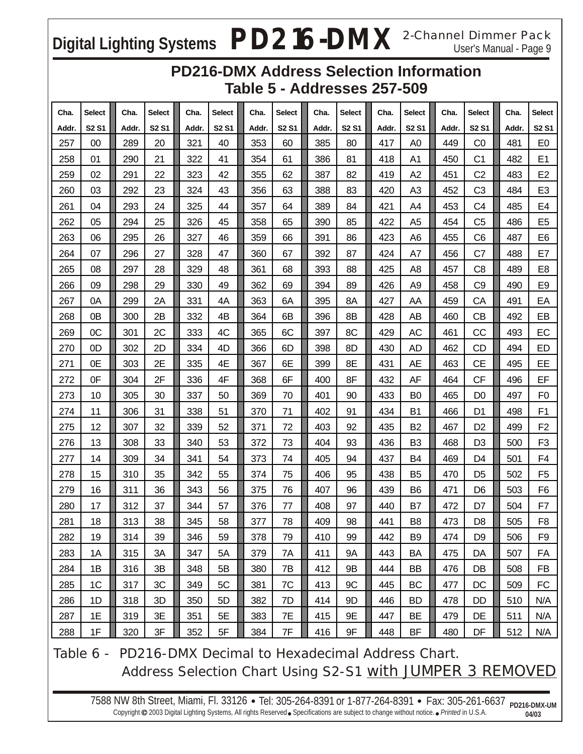# PD216-DMX Address Selection Information

## Table 5 - Addresses 257-509

| Cha. Addr. | Select S2 S1 | Cha. Addr. | Select S2 S1 | Cha. Addr. | Select S2 S1 | Cha. Addr. | Select S2 S1 | Cha. Addr. | Select S2 S1 | Cha. Addr. | Select S2 S1 | Cha. Addr. | Select S2 S1 | Cha. Addr. | Select S2 S1 |
|---|---|---|---|---|---|---|---|---|---|---|---|---|---|---|---|
| 257 | 00 | 289 | 20 | 321 | 40 | 353 | 60 | 385 | 80 | 417 | A0 | 449 | C0 | 481 | E0 |
| 258 | 01 | 290 | 21 | 322 | 41 | 354 | 61 | 386 | 81 | 418 | A1 | 450 | C1 | 482 | E1 |
| 259 | 02 | 291 | 22 | 323 | 42 | 355 | 62 | 387 | 82 | 419 | A2 | 451 | C2 | 483 | E2 |
| 260 | 03 | 292 | 23 | 324 | 43 | 356 | 63 | 388 | 83 | 420 | A3 | 452 | C3 | 484 | E3 |
| 261 | 04 | 293 | 24 | 325 | 44 | 357 | 64 | 389 | 84 | 421 | A4 | 453 | C4 | 485 | E4 |
| 262 | 05 | 294 | 25 | 326 | 45 | 358 | 65 | 390 | 85 | 422 | A5 | 454 | C5 | 486 | E5 |
| 263 | 06 | 295 | 26 | 327 | 46 | 359 | 66 | 391 | 86 | 423 | A6 | 455 | C6 | 487 | E6 |
| 264 | 07 | 296 | 27 | 328 | 47 | 360 | 67 | 392 | 87 | 424 | A7 | 456 | C7 | 488 | E7 |
| 265 | 08 | 297 | 28 | 329 | 48 | 361 | 68 | 393 | 88 | 425 | A8 | 457 | C8 | 489 | E8 |
| 266 | 09 | 298 | 29 | 330 | 49 | 362 | 69 | 394 | 89 | 426 | A9 | 458 | C9 | 490 | E9 |
| 267 | 0A | 299 | 2A | 331 | 4A | 363 | 6A | 395 | 8A | 427 | AA | 459 | CA | 491 | EA |
| 268 | 0B | 300 | 2B | 332 | 4B | 364 | 6B | 396 | 8B | 428 | AB | 460 | CB | 492 | EB |
| 269 | 0C | 301 | 2C | 333 | 4C | 365 | 6C | 397 | 8C | 429 | AC | 461 | CC | 493 | EC |
| 270 | 0D | 302 | 2D | 334 | 4D | 366 | 6D | 398 | 8D | 430 | AD | 462 | CD | 494 | ED |
| 271 | 0E | 303 | 2E | 335 | 4E | 367 | 6E | 399 | 8E | 431 | AE | 463 | CE | 495 | EE |
| 272 | 0F | 304 | 2F | 336 | 4F | 368 | 6F | 400 | 8F | 432 | AF | 464 | CF | 496 | EF |
| 273 | 10 | 305 | 30 | 337 | 50 | 369 | 70 | 401 | 90 | 433 | B0 | 465 | D0 | 497 | F0 |
| 274 | 11 | 306 | 31 | 338 | 51 | 370 | 71 | 402 | 91 | 434 | B1 | 466 | D1 | 498 | F1 |
| 275 | 12 | 307 | 32 | 339 | 52 | 371 | 72 | 403 | 92 | 435 | B2 | 467 | D2 | 499 | F2 |
| 276 | 13 | 308 | 33 | 340 | 53 | 372 | 73 | 404 | 93 | 436 | B3 | 468 | D3 | 500 | F3 |
| 277 | 14 | 309 | 34 | 341 | 54 | 373 | 74 | 405 | 94 | 437 | B4 | 469 | D4 | 501 | F4 |
| 278 | 15 | 310 | 35 | 342 | 55 | 374 | 75 | 406 | 95 | 438 | B5 | 470 | D5 | 502 | F5 |
| 279 | 16 | 311 | 36 | 343 | 56 | 375 | 76 | 407 | 96 | 439 | B6 | 471 | D6 | 503 | F6 |
| 280 | 17 | 312 | 37 | 344 | 57 | 376 | 77 | 408 | 97 | 440 | B7 | 472 | D7 | 504 | F7 |
| 281 | 18 | 313 | 38 | 345 | 58 | 377 | 78 | 409 | 98 | 441 | B8 | 473 | D8 | 505 | F8 |
| 282 | 19 | 314 | 39 | 346 | 59 | 378 | 79 | 410 | 99 | 442 | B9 | 474 | D9 | 506 | F9 |
| 283 | 1A | 315 | 3A | 347 | 5A | 379 | 7A | 411 | 9A | 443 | BA | 475 | DA | 507 | FA |
| 284 | 1B | 316 | 3B | 348 | 5B | 380 | 7B | 412 | 9B | 444 | BB | 476 | DB | 508 | FB |
| 285 | 1C | 317 | 3C | 349 | 5C | 381 | 7C | 413 | 9C | 445 | BC | 477 | DC | 509 | FC |
| 286 | 1D | 318 | 3D | 350 | 5D | 382 | 7D | 414 | 9D | 446 | BD | 478 | DD | 510 | N/A |
| 287 | 1E | 319 | 3E | 351 | 5E | 383 | 7E | 415 | 9E | 447 | BE | 479 | DE | 511 | N/A |
| 288 | 1F | 320 | 3F | 352 | 5F | 384 | 7F | 416 | 9F | 448 | BF | 480 | DF | 512 | N/A |

Table 6 - PD216-DMX Decimal to Hexadecimal Address Chart.
Address Selection Chart Using S2-S1 with JUMPER 3 REMOVED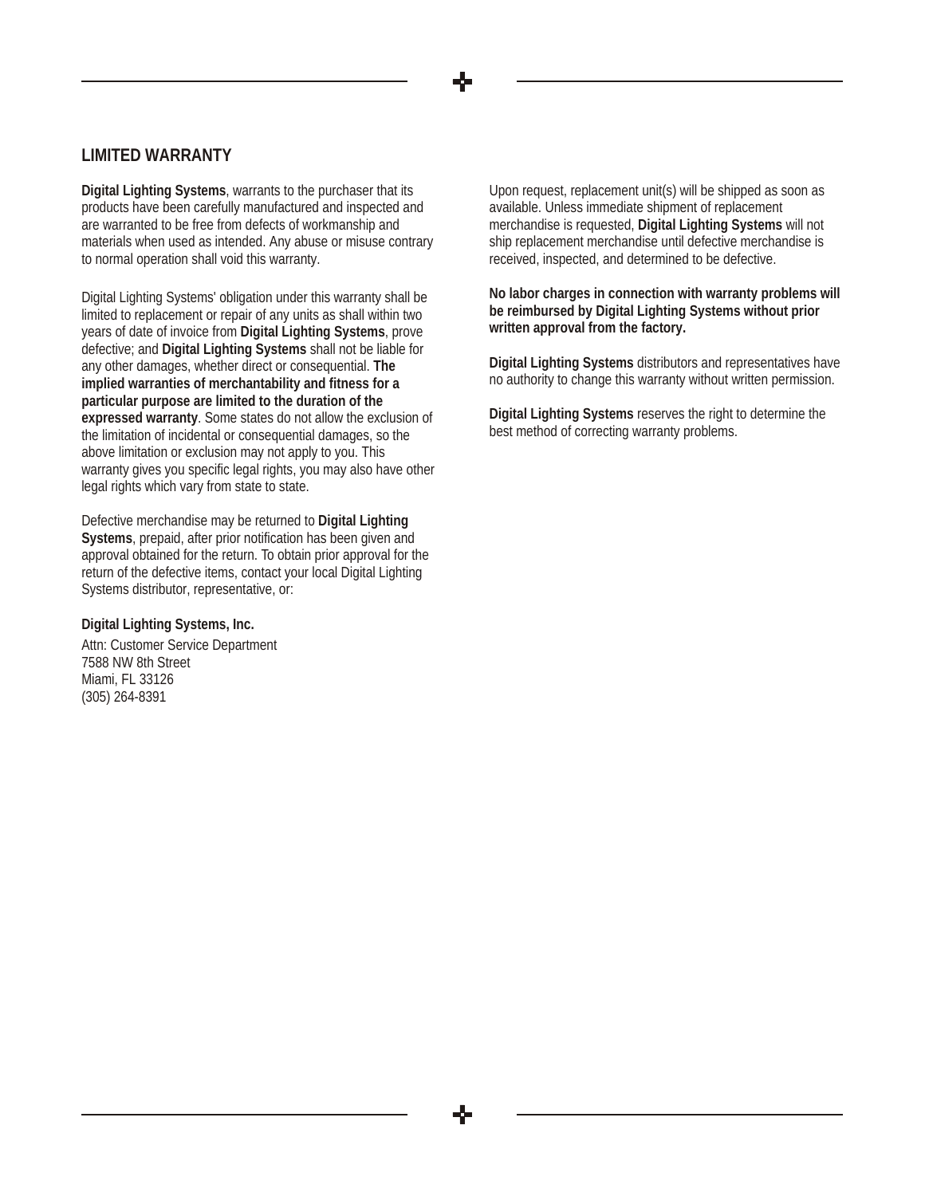## LIMITED WARRANTY

**Digital Lighting Systems**, warrants to the purchaser that its products have been carefully manufactured and inspected and are warranted to be free from defects of workmanship and materials when used as intended. Any abuse or misuse contrary to normal operation shall void this warranty.

Digital Lighting Systems' obligation under this warranty shall be limited to replacement or repair of any units as shall within two years of date of invoice from **Digital Lighting Systems**, prove defective; and **Digital Lighting Systems** shall not be liable for any other damages, whether direct or consequential. **The implied warranties of merchantability and fitness for a particular purpose are limited to the duration of the expressed warranty**. Some states do not allow the exclusion of the limitation of incidental or consequential damages, so the above limitation or exclusion may not apply to you. This warranty gives you specific legal rights, you may also have other legal rights which vary from state to state.

Defective merchandise may be returned to **Digital Lighting Systems**, prepaid, after prior notification has been given and approval obtained for the return. To obtain prior approval for the return of the defective items, contact your local Digital Lighting Systems distributor, representative, or:

**Digital Lighting Systems, Inc.**

Attn: Customer Service Department
7588 NW 8th Street
Miami, FL 33126
(305) 264-8391

Upon request, replacement unit(s) will be shipped as soon as available. Unless immediate shipment of replacement merchandise is requested, **Digital Lighting Systems** will not ship replacement merchandise until defective merchandise is received, inspected, and determined to be defective.

**No labor charges in connection with warranty problems will be reimbursed by Digital Lighting Systems without prior written approval from the factory.**

**Digital Lighting Systems** distributors and representatives have no authority to change this warranty without written permission.

**Digital Lighting Systems** reserves the right to determine the best method of correcting warranty problems.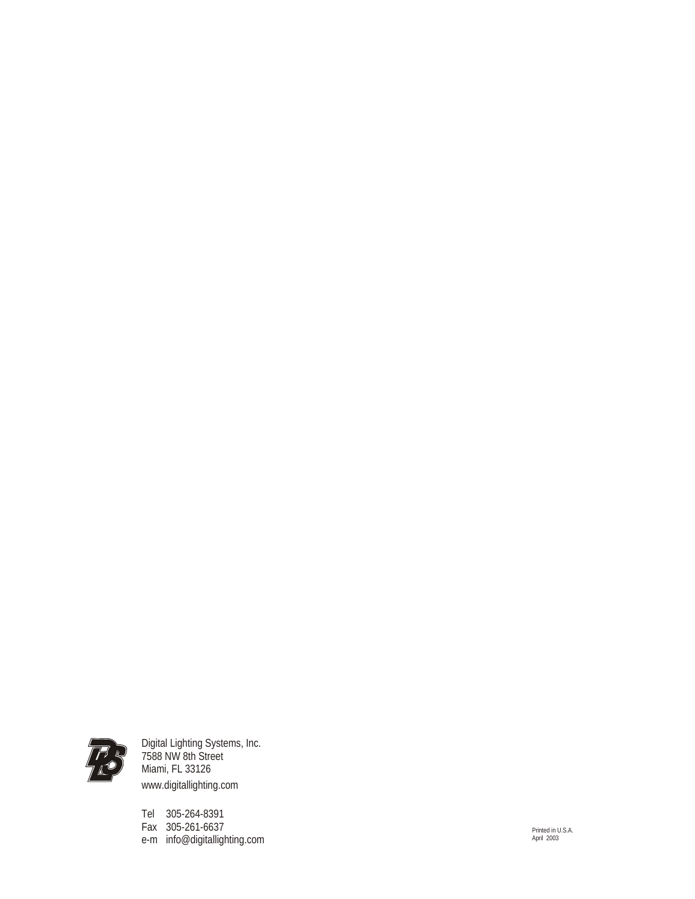Digital Lighting Systems, Inc.
7588 NW 8th Street
Miami, FL 33126
www.digitallighting.com

Tel 305-264-8391
Fax 305-261-6637
e-m info@digitallighting.com

Printed in U.S.A.
April 2003